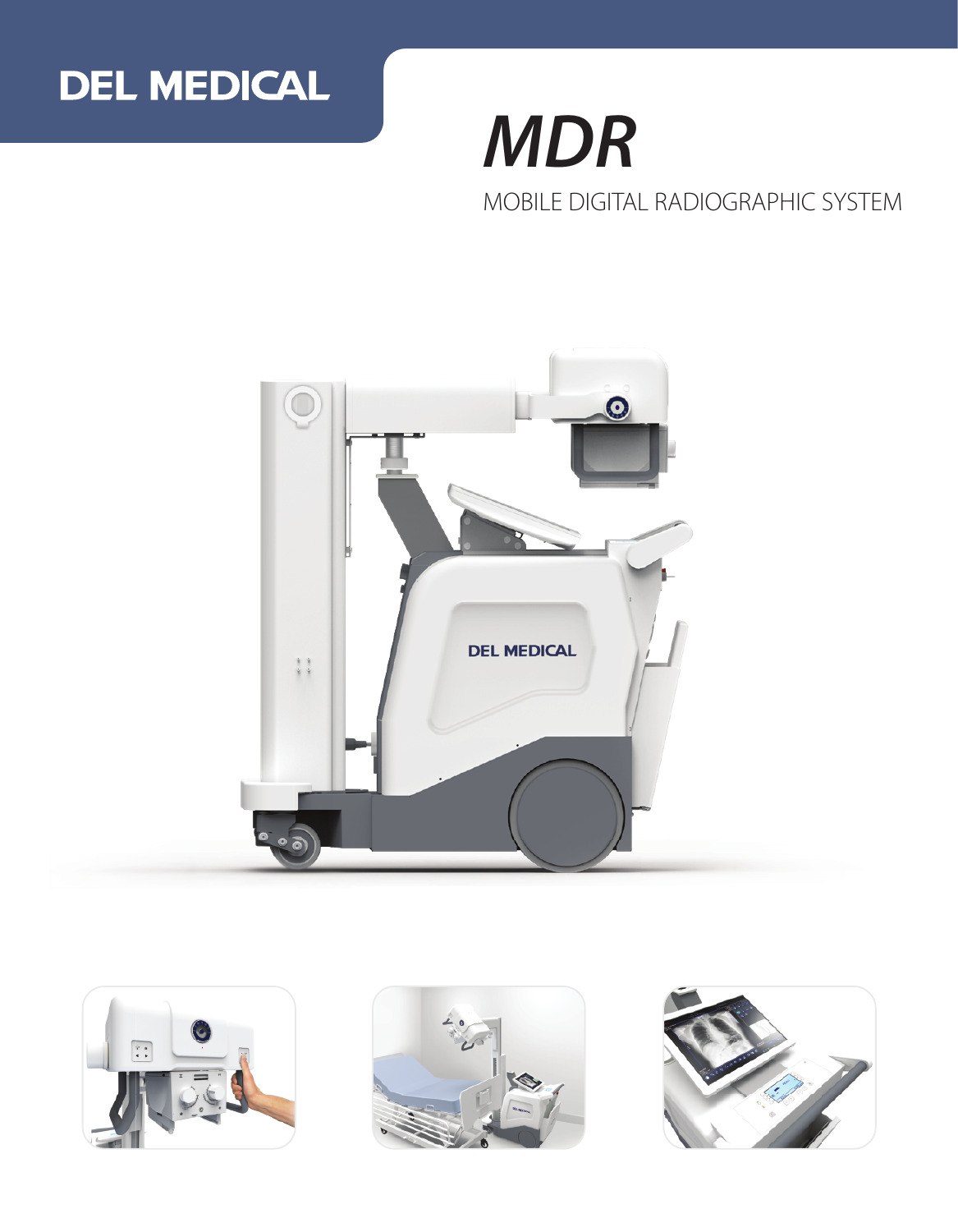DEL MEDICAL

# *MDR*

MOBILE DIGITAL RADIOGRAPHIC SYSTEM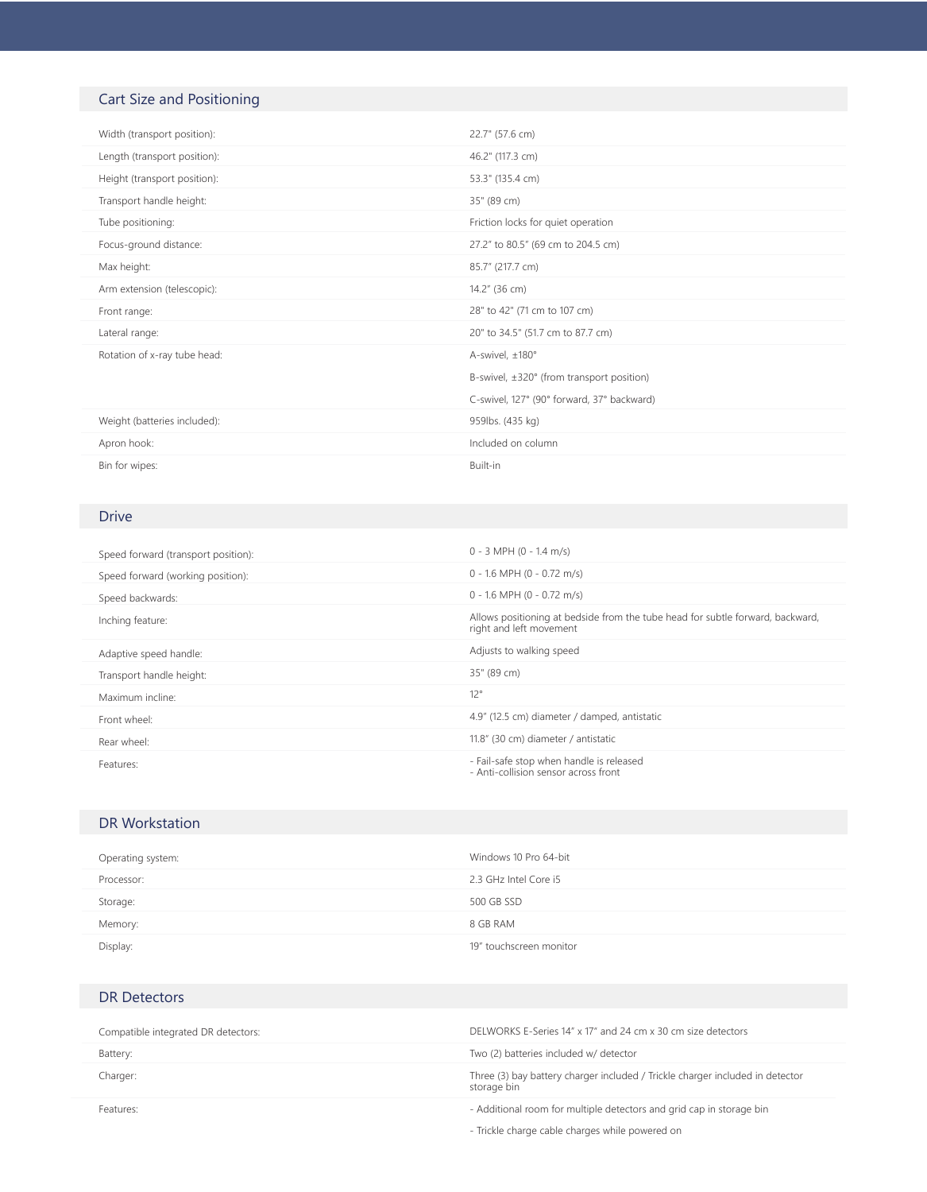## Cart Size and Positioning

| | |
|---|---|
| Width (transport position): | 22.7" (57.6 cm) |
| Length (transport position): | 46.2" (117.3 cm) |
| Height (transport position): | 53.3" (135.4 cm) |
| Transport handle height: | 35" (89 cm) |
| Tube positioning: | Friction locks for quiet operation |
| Focus-ground distance: | 27.2" to 80.5" (69 cm to 204.5 cm) |
| Max height: | 85.7" (217.7 cm) |
| Arm extension (telescopic): | 14.2" (36 cm) |
| Front range: | 28" to 42" (71 cm to 107 cm) |
| Lateral range: | 20" to 34.5" (51.7 cm to 87.7 cm) |
| Rotation of x-ray tube head: | A-swivel, ±180°<br>B-swivel, ±320° (from transport position)<br>C-swivel, 127° (90° forward, 37° backward) |
| Weight (batteries included): | 959lbs. (435 kg) |
| Apron hook: | Included on column |
| Bin for wipes: | Built-in |

## Drive

| | |
|---|---|
| Speed forward (transport position): | 0 - 3 MPH (0 - 1.4 m/s) |
| Speed forward (working position): | 0 - 1.6 MPH (0 - 0.72 m/s) |
| Speed backwards: | 0 - 1.6 MPH (0 - 0.72 m/s) |
| Inching feature: | Allows positioning at bedside from the tube head for subtle forward, backward, right and left movement |
| Adaptive speed handle: | Adjusts to walking speed |
| Transport handle height: | 35" (89 cm) |
| Maximum incline: | 12° |
| Front wheel: | 4.9" (12.5 cm) diameter / damped, antistatic |
| Rear wheel: | 11.8" (30 cm) diameter / antistatic |
| Features: | - Fail-safe stop when handle is released<br>- Anti-collision sensor across front |

## DR Workstation

| | |
|---|---|
| Operating system: | Windows 10 Pro 64-bit |
| Processor: | 2.3 GHz Intel Core i5 |
| Storage: | 500 GB SSD |
| Memory: | 8 GB RAM |
| Display: | 19" touchscreen monitor |

## DR Detectors

| | |
|---|---|
| Compatible integrated DR detectors: | DELWORKS E-Series 14" x 17" and 24 cm x 30 cm size detectors |
| Battery: | Two (2) batteries included w/ detector |
| Charger: | Three (3) bay battery charger included / Trickle charger included in detector storage bin |
| Features: | - Additional room for multiple detectors and grid cap in storage bin<br>- Trickle charge cable charges while powered on |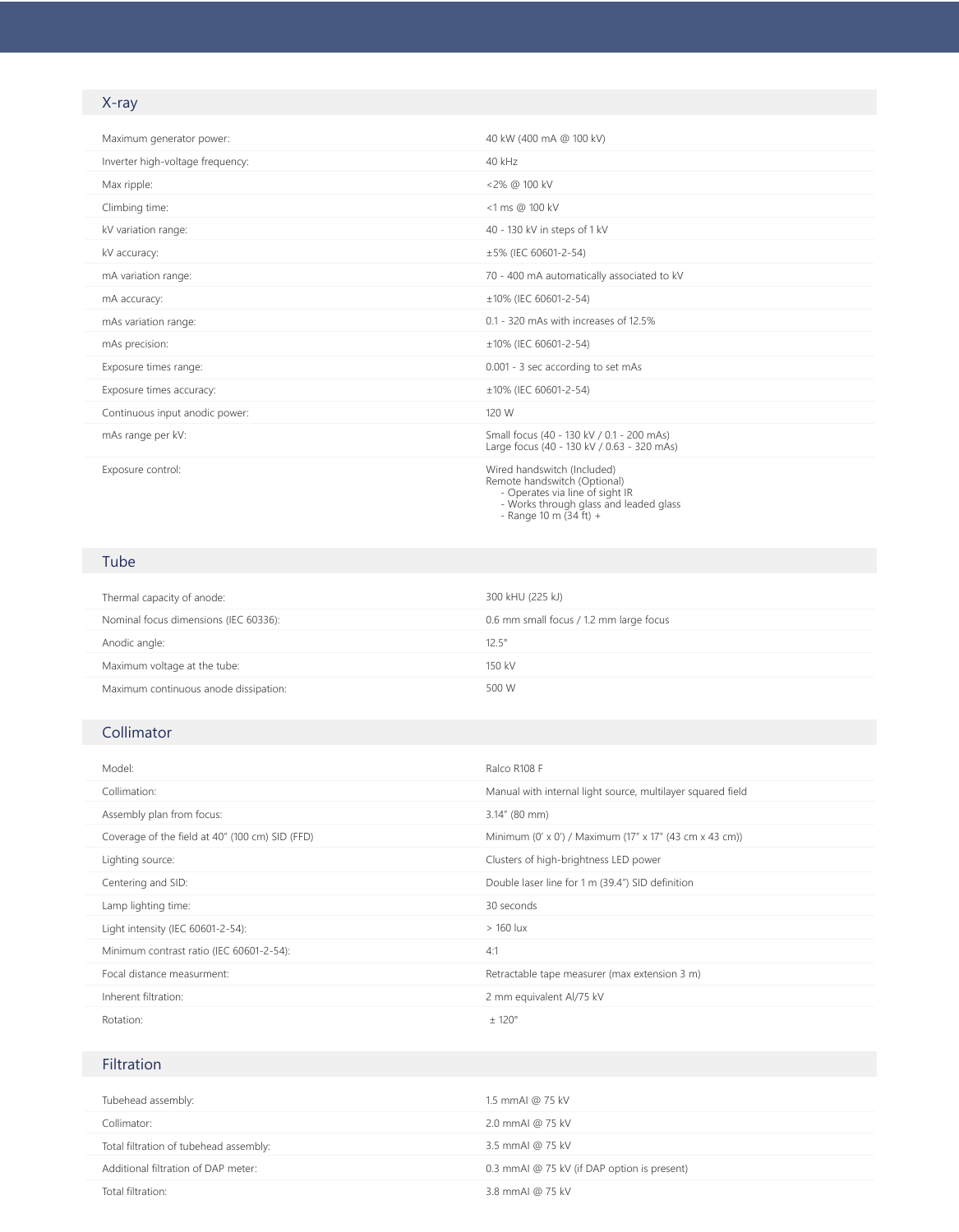## X-ray

| | |
|---|---|
| Maximum generator power: | 40 kW (400 mA @ 100 kV) |
| Inverter high-voltage frequency: | 40 kHz |
| Max ripple: | <2% @ 100 kV |
| Climbing time: | <1 ms @ 100 kV |
| kV variation range: | 40 - 130 kV in steps of 1 kV |
| kV accuracy: | ±5% (IEC 60601-2-54) |
| mA variation range: | 70 - 400 mA automatically associated to kV |
| mA accuracy: | ±10% (IEC 60601-2-54) |
| mAs variation range: | 0.1 - 320 mAs with increases of 12.5% |
| mAs precision: | ±10% (IEC 60601-2-54) |
| Exposure times range: | 0.001 - 3 sec according to set mAs |
| Exposure times accuracy: | ±10% (IEC 60601-2-54) |
| Continuous input anodic power: | 120 W |
| mAs range per kV: | Small focus (40 - 130 kV / 0.1 - 200 mAs)<br>Large focus (40 - 130 kV / 0.63 - 320 mAs) |
| Exposure control: | Wired handswitch (Included)<br>Remote handswitch (Optional)<br>- Operates via line of sight IR<br>- Works through glass and leaded glass<br>- Range 10 m (34 ft) + |

## Tube

| | |
|---|---|
| Thermal capacity of anode: | 300 kHU (225 kJ) |
| Nominal focus dimensions (IEC 60336): | 0.6 mm small focus / 1.2 mm large focus |
| Anodic angle: | 12.5° |
| Maximum voltage at the tube: | 150 kV |
| Maximum continuous anode dissipation: | 500 W |

## Collimator

| | |
|---|---|
| Model: | Ralco R108 F |
| Collimation: | Manual with internal light source, multilayer squared field |
| Assembly plan from focus: | 3.14" (80 mm) |
| Coverage of the field at 40" (100 cm) SID (FFD) | Minimum (0' x 0') / Maximum (17" x 17" (43 cm x 43 cm)) |
| Lighting source: | Clusters of high-brightness LED power |
| Centering and SID: | Double laser line for 1 m (39.4") SID definition |
| Lamp lighting time: | 30 seconds |
| Light intensity (IEC 60601-2-54): | > 160 lux |
| Minimum contrast ratio (IEC 60601-2-54): | 4:1 |
| Focal distance measurment: | Retractable tape measurer (max extension 3 m) |
| Inherent filtration: | 2 mm equivalent Al/75 kV |
| Rotation: | ± 120° |

## Filtration

| | |
|---|---|
| Tubehead assembly: | 1.5 mmAl @ 75 kV |
| Collimator: | 2.0 mmAl @ 75 kV |
| Total filtration of tubehead assembly: | 3.5 mmAl @ 75 kV |
| Additional filtration of DAP meter: | 0.3 mmAl @ 75 kV (if DAP option is present) |
| Total filtration: | 3.8 mmAl @ 75 kV |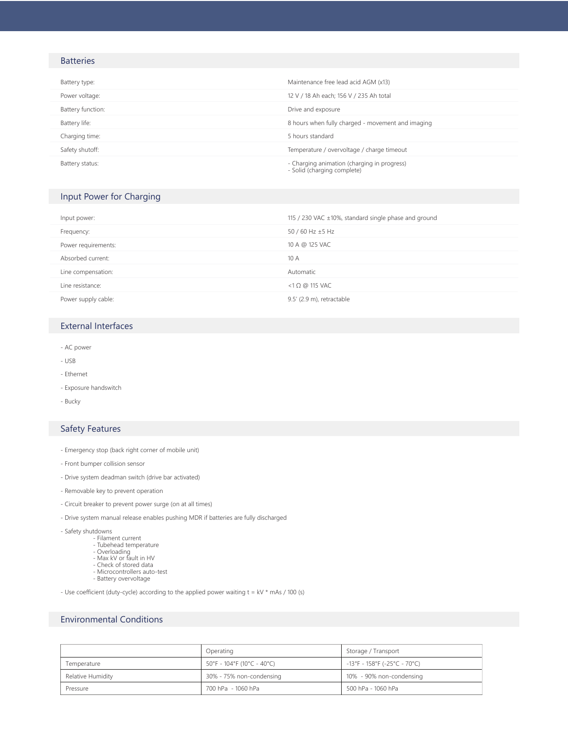## Batteries

| | |
|---|---|
| Battery type: | Maintenance free lead acid AGM (x13) |
| Power voltage: | 12 V / 18 Ah each; 156 V / 235 Ah total |
| Battery function: | Drive and exposure |
| Battery life: | 8 hours when fully charged - movement and imaging |
| Charging time: | 5 hours standard |
| Safety shutoff: | Temperature / overvoltage / charge timeout |
| Battery status: | - Charging animation (charging in progress)<br>- Solid (charging complete) |

## Input Power for Charging

| | |
|---|---|
| Input power: | 115 / 230 VAC ±10%, standard single phase and ground |
| Frequency: | 50 / 60 Hz ±5 Hz |
| Power requirements: | 10 A @ 125 VAC |
| Absorbed current: | 10 A |
| Line compensation: | Automatic |
| Line resistance: | <1 Ω @ 115 VAC |
| Power supply cable: | 9.5' (2.9 m), retractable |

## External Interfaces

- AC power
- USB
- Ethernet
- Exposure handswitch
- Bucky

## Safety Features

- Emergency stop (back right corner of mobile unit)
- Front bumper collision sensor
- Drive system deadman switch (drive bar activated)
- Removable key to prevent operation
- Circuit breaker to prevent power surge (on at all times)
- Drive system manual release enables pushing MDR if batteries are fully discharged
- Safety shutdowns
    - Filament current
    - Tubehead temperature
    - Overloading
    - Max kV or fault in HV
    - Check of stored data
    - Microcontrollers auto-test
    - Battery overvoltage
- Use coefficient (duty-cycle) according to the applied power waiting t = kV * mAs / 100 (s)

## Environmental Conditions

| | Operating | Storage / Transport |
|---|---|---|
| Temperature | 50°F - 104°F (10°C - 40°C) | -13°F - 158°F (-25°C - 70°C) |
| Relative Humidity | 30% - 75% non-condensing | 10% - 90% non-condensing |
| Pressure | 700 hPa - 1060 hPa | 500 hPa - 1060 hPa |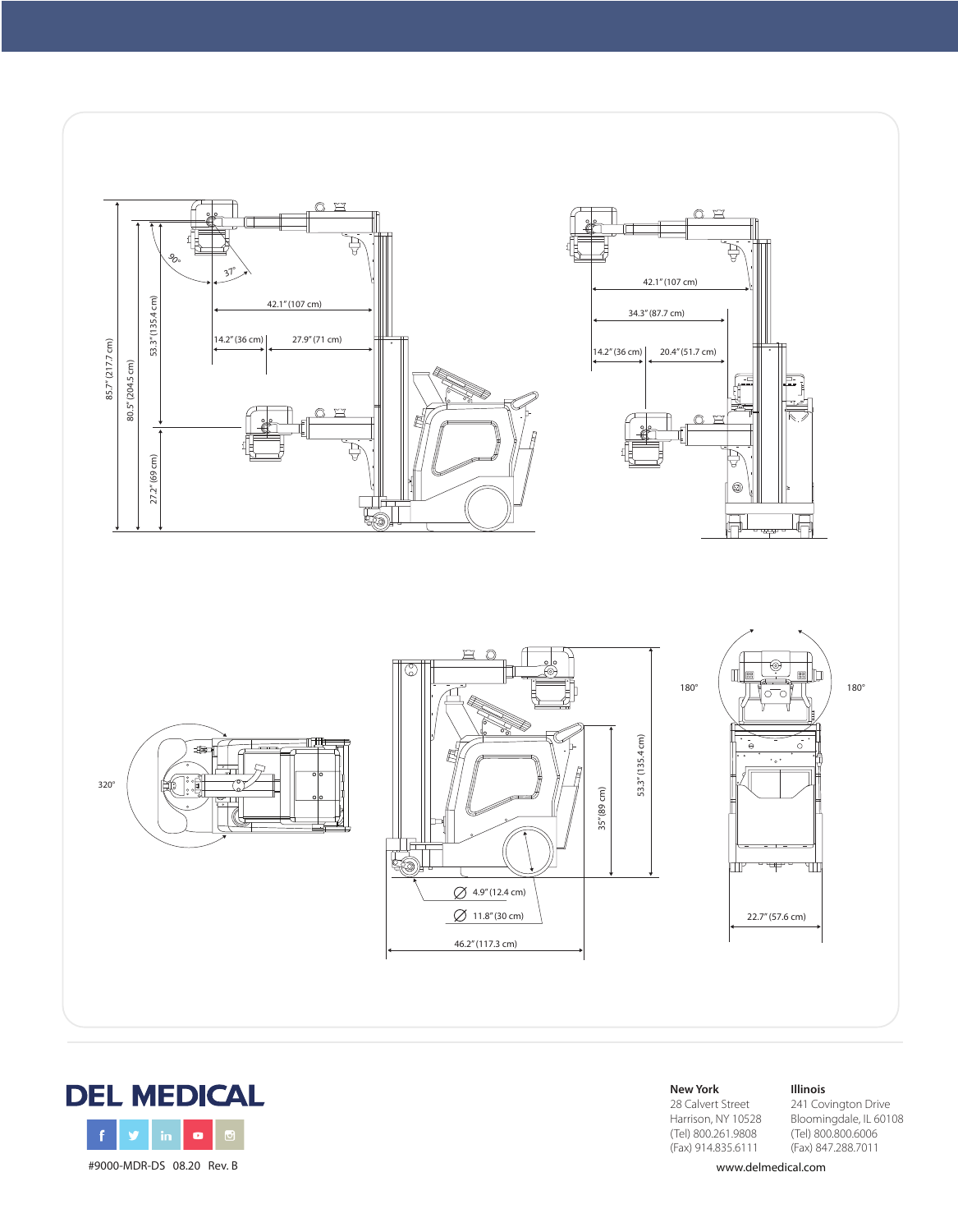85.7" (217.7 cm)

80.5" (204.5 cm)

53.3" (135.4 cm)

27.2" (69 cm)

90°

37°

42.1" (107 cm)

14.2" (36 cm)

27.9" (71 cm)

42.1" (107 cm)

34.3" (87.7 cm)

14.2" (36 cm)

20.4" (51.7 cm)

320°

35" (89 cm)

53.3" (135.4 cm)

Ø 4.9" (12.4 cm)

Ø 11.8" (30 cm)

46.2" (117.3 cm)

180°

180°

22.7" (57.6 cm)

**DEL MEDICAL**

#9000-MDR-DS 08.20 Rev. B

**New York**
28 Calvert Street
Harrison, NY 10528
(Tel) 800.261.9808
(Fax) 914.835.6111

**Illinois**
241 Covington Drive
Bloomingdale, IL 60108
(Tel) 800.800.6006
(Fax) 847.288.7011

www.delmedical.com